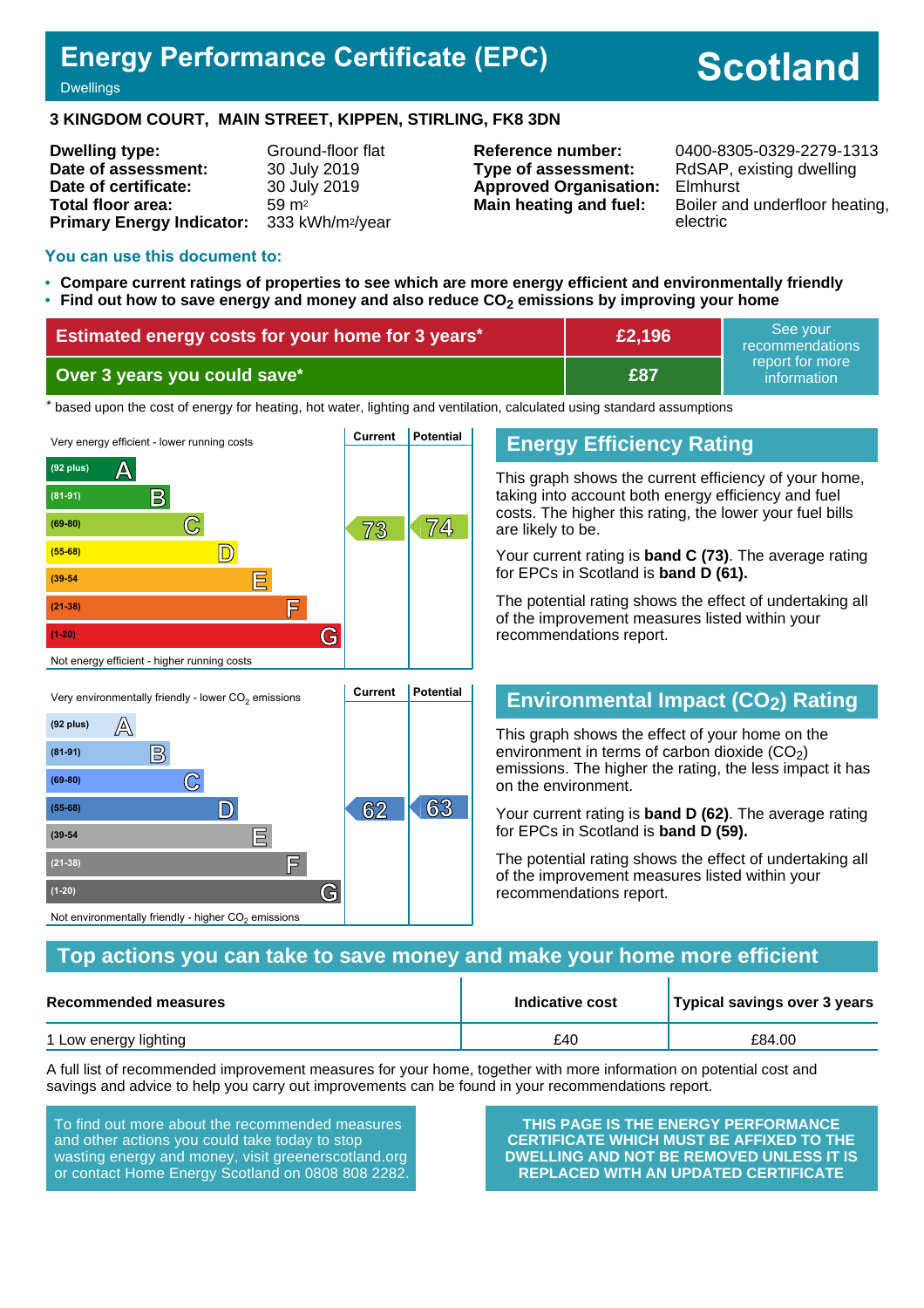# Energy Performance Certificate (EPC)

Dwellings

# Scotland

**3 KINGDOM COURT, MAIN STREET, KIPPEN, STIRLING, FK8 3DN**

| | |
|---|---|
| **Dwelling type:** | Ground-floor flat |
| **Date of assessment:** | 30 July 2019 |
| **Date of certificate:** | 30 July 2019 |
| **Total floor area:** | 59 m² |
| **Primary Energy Indicator:** | 333 kWh/m²/year |

| | |
|---|---|
| **Reference number:** | 0400-8305-0329-2279-1313 |
| **Type of assessment:** | RdSAP, existing dwelling |
| **Approved Organisation:** | Elmhurst |
| **Main heating and fuel:** | Boiler and underfloor heating, electric |

## You can use this document to:

- **Compare current ratings of properties to see which are more energy efficient and environmentally friendly**
- **Find out how to save energy and money and also reduce $CO_2$ emissions by improving your home**

| | | |
|---|---|---|
| **Estimated energy costs for your home for 3 years*** | **£2,196** | See your recommendations report for more information |
| **Over 3 years you could save*** | **£87** | |

* based upon the cost of energy for heating, hot water, lighting and ventilation, calculated using standard assumptions

Very energy efficient - lower running costs

| Band | Current | Potential |
|---|---|---|
| (92 plus) A | | |
| (81-91) B | | |
| (69-80) C | 73 | 74 |
| (55-68) D | | |
| (39-54) E | | |
| (21-38) F | | |
| (1-20) G | | |

Not energy efficient - higher running costs

## Energy Efficiency Rating

This graph shows the current efficiency of your home, taking into account both energy efficiency and fuel costs. The higher this rating, the lower your fuel bills are likely to be.

Your current rating is **band C (73)**. The average rating for EPCs in Scotland is **band D (61).**

The potential rating shows the effect of undertaking all of the improvement measures listed within your recommendations report.

Very environmentally friendly - lower $CO_2$ emissions

| Band | Current | Potential |
|---|---|---|
| (92 plus) A | | |
| (81-91) B | | |
| (69-80) C | | |
| (55-68) D | 62 | 63 |
| (39-54) E | | |
| (21-38) F | | |
| (1-20) G | | |

Not environmentally friendly - higher $CO_2$ emissions

## Environmental Impact ($CO_2$) Rating

This graph shows the effect of your home on the environment in terms of carbon dioxide ($CO_2$) emissions. The higher the rating, the less impact it has on the environment.

Your current rating is **band D (62)**. The average rating for EPCs in Scotland is **band D (59).**

The potential rating shows the effect of undertaking all of the improvement measures listed within your recommendations report.

## Top actions you can take to save money and make your home more efficient

| Recommended measures | Indicative cost | Typical savings over 3 years |
|---|---|---|
| 1 Low energy lighting | £40 | £84.00 |

A full list of recommended improvement measures for your home, together with more information on potential cost and savings and advice to help you carry out improvements can be found in your recommendations report.

To find out more about the recommended measures and other actions you could take today to stop wasting energy and money, visit greenerscotland.org or contact Home Energy Scotland on 0808 808 2282.

**THIS PAGE IS THE ENERGY PERFORMANCE CERTIFICATE WHICH MUST BE AFFIXED TO THE DWELLING AND NOT BE REMOVED UNLESS IT IS REPLACED WITH AN UPDATED CERTIFICATE**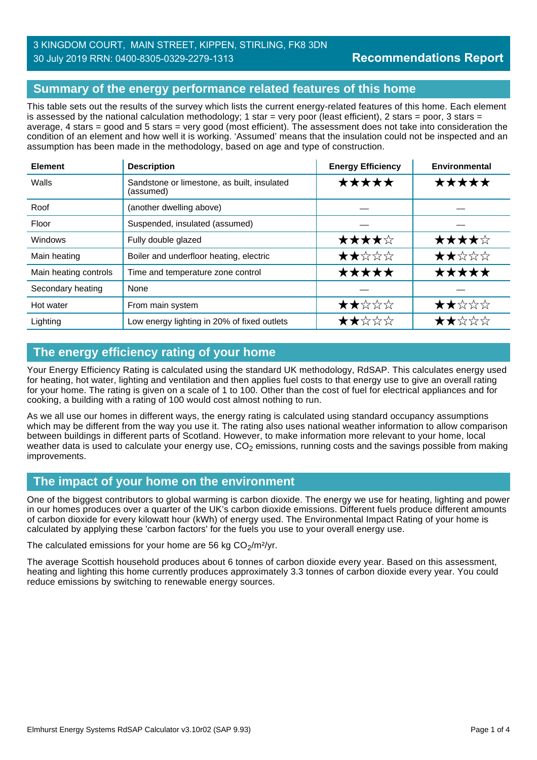3 KINGDOM COURT, MAIN STREET, KIPPEN, STIRLING, FK8 3DN
30 July 2019 RRN: 0400-8305-0329-2279-1313

**Recommendations Report**

## Summary of the energy performance related features of this home

This table sets out the results of the survey which lists the current energy-related features of this home. Each element is assessed by the national calculation methodology; 1 star = very poor (least efficient), 2 stars = poor, 3 stars = average, 4 stars = good and 5 stars = very good (most efficient). The assessment does not take into consideration the condition of an element and how well it is working. 'Assumed' means that the insulation could not be inspected and an assumption has been made in the methodology, based on age and type of construction.

| Element | Description | Energy Efficiency | Environmental |
|---|---|---|---|
| Walls | Sandstone or limestone, as built, insulated (assumed) | ★★★★★ | ★★★★★ |
| Roof | (another dwelling above) | — | — |
| Floor | Suspended, insulated (assumed) | — | — |
| Windows | Fully double glazed | ★★★★☆ | ★★★★☆ |
| Main heating | Boiler and underfloor heating, electric | ★★☆☆☆ | ★★☆☆☆ |
| Main heating controls | Time and temperature zone control | ★★★★★ | ★★★★★ |
| Secondary heating | None | — | — |
| Hot water | From main system | ★★☆☆☆ | ★★☆☆☆ |
| Lighting | Low energy lighting in 20% of fixed outlets | ★★☆☆☆ | ★★☆☆☆ |

## The energy efficiency rating of your home

Your Energy Efficiency Rating is calculated using the standard UK methodology, RdSAP. This calculates energy used for heating, hot water, lighting and ventilation and then applies fuel costs to that energy use to give an overall rating for your home. The rating is given on a scale of 1 to 100. Other than the cost of fuel for electrical appliances and for cooking, a building with a rating of 100 would cost almost nothing to run.

As we all use our homes in different ways, the energy rating is calculated using standard occupancy assumptions which may be different from the way you use it. The rating also uses national weather information to allow comparison between buildings in different parts of Scotland. However, to make information more relevant to your home, local weather data is used to calculate your energy use, $CO_2$ emissions, running costs and the savings possible from making improvements.

## The impact of your home on the environment

One of the biggest contributors to global warming is carbon dioxide. The energy we use for heating, lighting and power in our homes produces over a quarter of the UK's carbon dioxide emissions. Different fuels produce different amounts of carbon dioxide for every kilowatt hour (kWh) of energy used. The Environmental Impact Rating of your home is calculated by applying these 'carbon factors' for the fuels you use to your overall energy use.

The calculated emissions for your home are 56 kg $CO_2/m^2/yr$.

The average Scottish household produces about 6 tonnes of carbon dioxide every year. Based on this assessment, heating and lighting this home currently produces approximately 3.3 tonnes of carbon dioxide every year. You could reduce emissions by switching to renewable energy sources.

Elmhurst Energy Systems RdSAP Calculator v3.10r02 (SAP 9.93)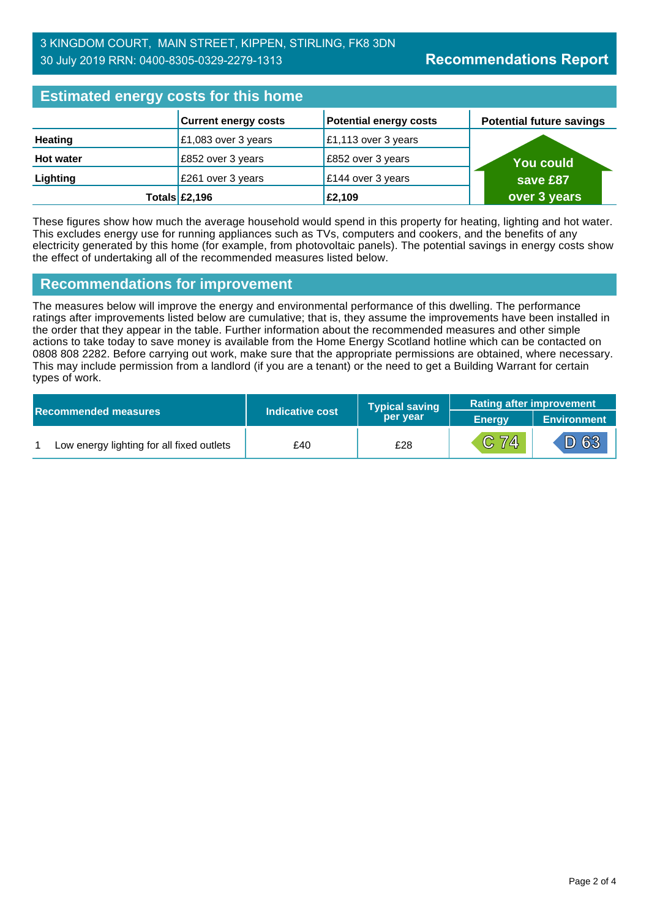3 KINGDOM COURT, MAIN STREET, KIPPEN, STIRLING, FK8 3DN
30 July 2019 RRN: 0400-8305-0329-2279-1313

**Recommendations Report**

## Estimated energy costs for this home

| | Current energy costs | Potential energy costs | Potential future savings |
|---|---|---|---|
| **Heating** | £1,083 over 3 years | £1,113 over 3 years | You could save £87 over 3 years |
| **Hot water** | £852 over 3 years | £852 over 3 years | |
| **Lighting** | £261 over 3 years | £144 over 3 years | |
| **Totals** | **£2,196** | **£2,109** | |

These figures show how much the average household would spend in this property for heating, lighting and hot water. This excludes energy use for running appliances such as TVs, computers and cookers, and the benefits of any electricity generated by this home (for example, from photovoltaic panels). The potential savings in energy costs show the effect of undertaking all of the recommended measures listed below.

## Recommendations for improvement

The measures below will improve the energy and environmental performance of this dwelling. The performance ratings after improvements listed below are cumulative; that is, they assume the improvements have been installed in the order that they appear in the table. Further information about the recommended measures and other simple actions to take today to save money is available from the Home Energy Scotland hotline which can be contacted on 0808 808 2282. Before carrying out work, make sure that the appropriate permissions are obtained, where necessary. This may include permission from a landlord (if you are a tenant) or the need to get a Building Warrant for certain types of work.

| Recommended measures | | Indicative cost | Typical saving per year | Rating after improvement | |
|---|---|---|---|---|---|
| | | | | Energy | Environment |
| 1 | Low energy lighting for all fixed outlets | £40 | £28 | C 74 | D 63 |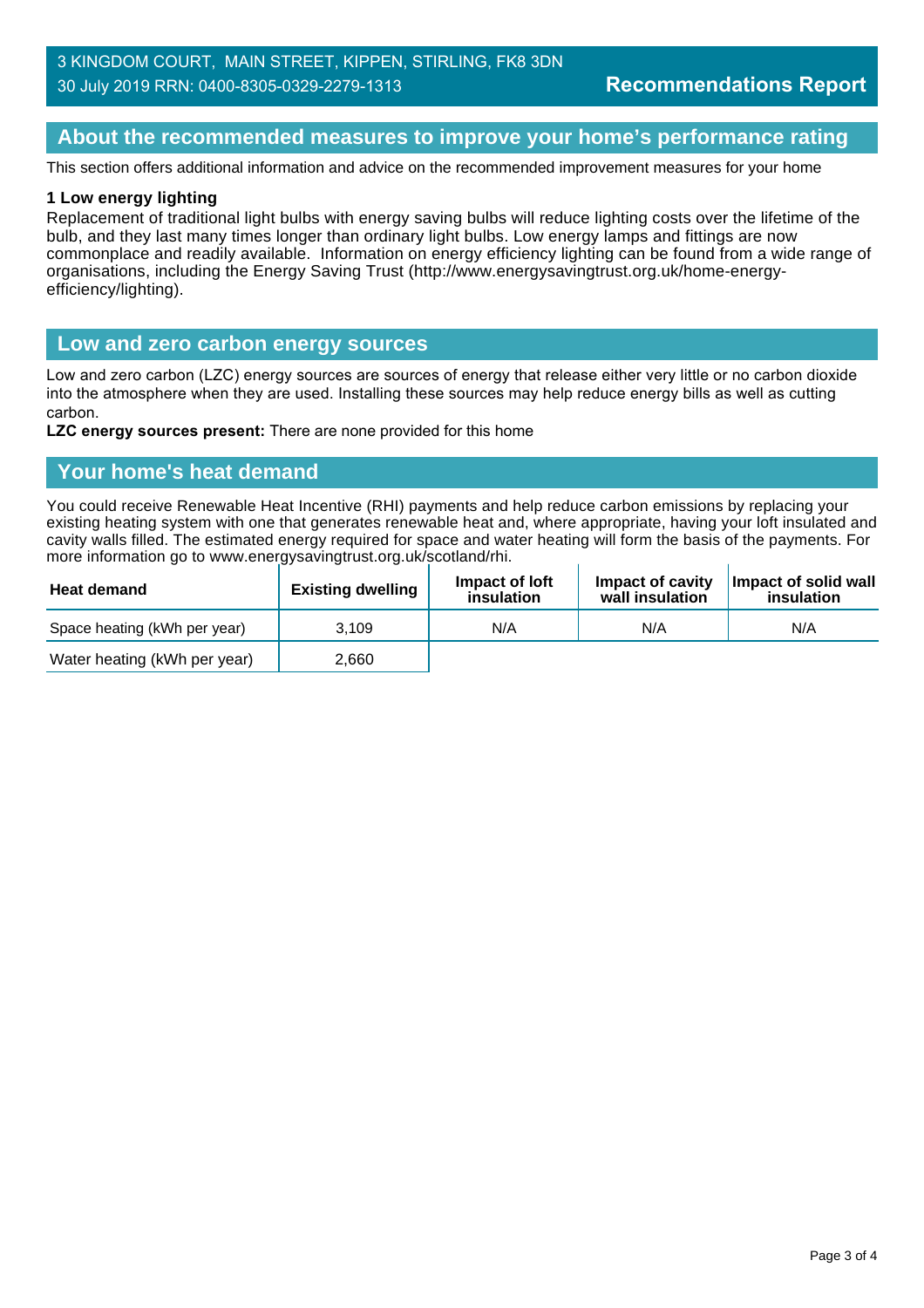3 KINGDOM COURT, MAIN STREET, KIPPEN, STIRLING, FK8 3DN
30 July 2019 RRN: 0400-8305-0329-2279-1313

**Recommendations Report**

## About the recommended measures to improve your home's performance rating

This section offers additional information and advice on the recommended improvement measures for your home

**1 Low energy lighting**
Replacement of traditional light bulbs with energy saving bulbs will reduce lighting costs over the lifetime of the bulb, and they last many times longer than ordinary light bulbs. Low energy lamps and fittings are now commonplace and readily available. Information on energy efficiency lighting can be found from a wide range of organisations, including the Energy Saving Trust (http://www.energysavingtrust.org.uk/home-energy-efficiency/lighting).

## Low and zero carbon energy sources

Low and zero carbon (LZC) energy sources are sources of energy that release either very little or no carbon dioxide into the atmosphere when they are used. Installing these sources may help reduce energy bills as well as cutting carbon.
**LZC energy sources present:** There are none provided for this home

## Your home's heat demand

You could receive Renewable Heat Incentive (RHI) payments and help reduce carbon emissions by replacing your existing heating system with one that generates renewable heat and, where appropriate, having your loft insulated and cavity walls filled. The estimated energy required for space and water heating will form the basis of the payments. For more information go to www.energysavingtrust.org.uk/scotland/rhi.

| Heat demand | Existing dwelling | Impact of loft insulation | Impact of cavity wall insulation | Impact of solid wall insulation |
|---|---|---|---|---|
| Space heating (kWh per year) | 3,109 | N/A | N/A | N/A |
| Water heating (kWh per year) | 2,660 | | | |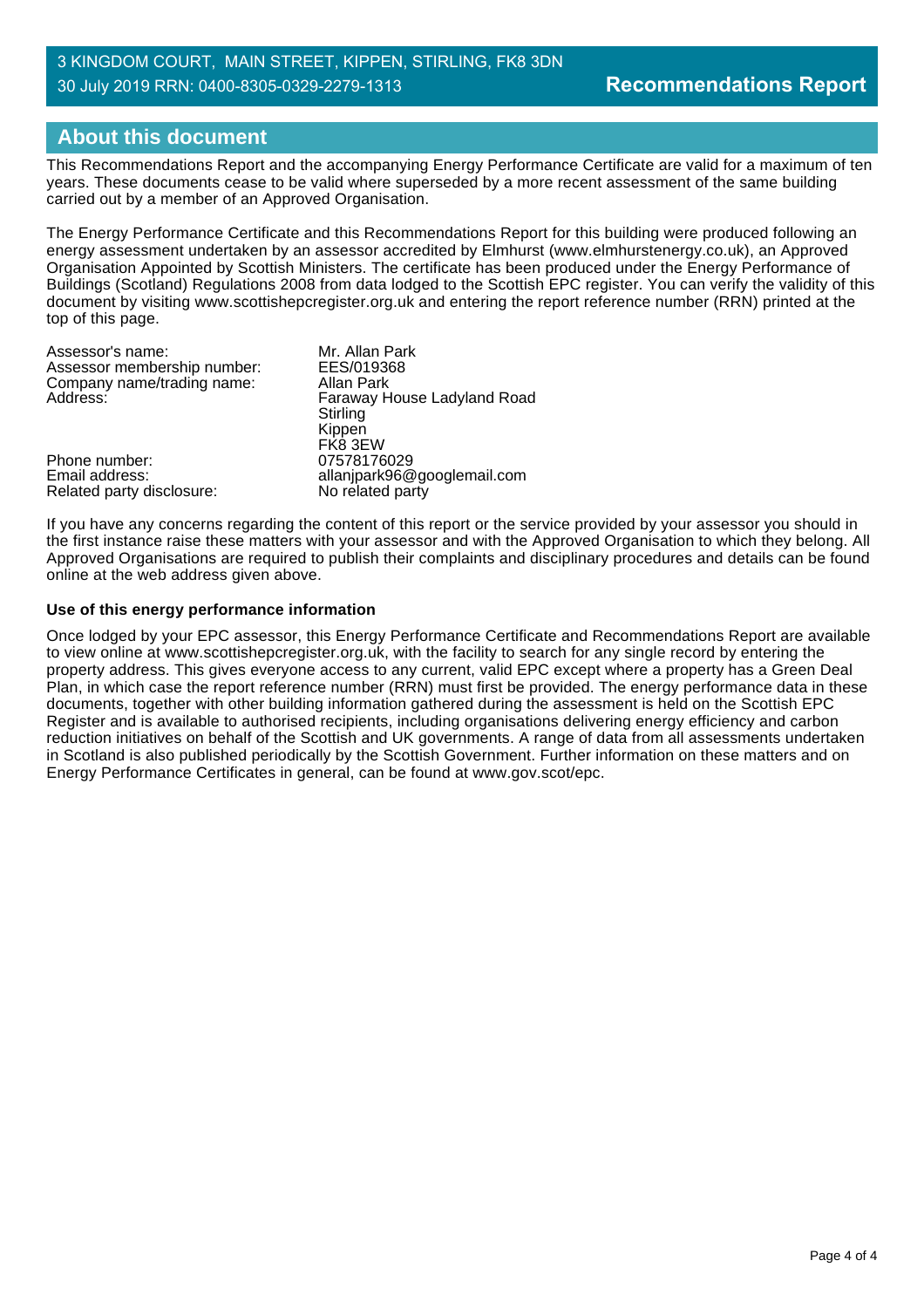## About this document

This Recommendations Report and the accompanying Energy Performance Certificate are valid for a maximum of ten years. These documents cease to be valid where superseded by a more recent assessment of the same building carried out by a member of an Approved Organisation.

The Energy Performance Certificate and this Recommendations Report for this building were produced following an energy assessment undertaken by an assessor accredited by Elmhurst (www.elmhurstenergy.co.uk), an Approved Organisation Appointed by Scottish Ministers. The certificate has been produced under the Energy Performance of Buildings (Scotland) Regulations 2008 from data lodged to the Scottish EPC register. You can verify the validity of this document by visiting www.scottishepcregister.org.uk and entering the report reference number (RRN) printed at the top of this page.

| | |
|---|---|
| Assessor's name: | Mr. Allan Park |
| Assessor membership number: | EES/019368 |
| Company name/trading name: | Allan Park |
| Address: | Faraway House Ladyland Road<br>Stirling<br>Kippen<br>FK8 3EW |
| Phone number: | 07578176029 |
| Email address: | allanjpark96@googlemail.com |
| Related party disclosure: | No related party |

If you have any concerns regarding the content of this report or the service provided by your assessor you should in the first instance raise these matters with your assessor and with the Approved Organisation to which they belong. All Approved Organisations are required to publish their complaints and disciplinary procedures and details can be found online at the web address given above.

### Use of this energy performance information

Once lodged by your EPC assessor, this Energy Performance Certificate and Recommendations Report are available to view online at www.scottishepcregister.org.uk, with the facility to search for any single record by entering the property address. This gives everyone access to any current, valid EPC except where a property has a Green Deal Plan, in which case the report reference number (RRN) must first be provided. The energy performance data in these documents, together with other building information gathered during the assessment is held on the Scottish EPC Register and is available to authorised recipients, including organisations delivering energy efficiency and carbon reduction initiatives on behalf of the Scottish and UK governments. A range of data from all assessments undertaken in Scotland is also published periodically by the Scottish Government. Further information on these matters and on Energy Performance Certificates in general, can be found at www.gov.scot/epc.